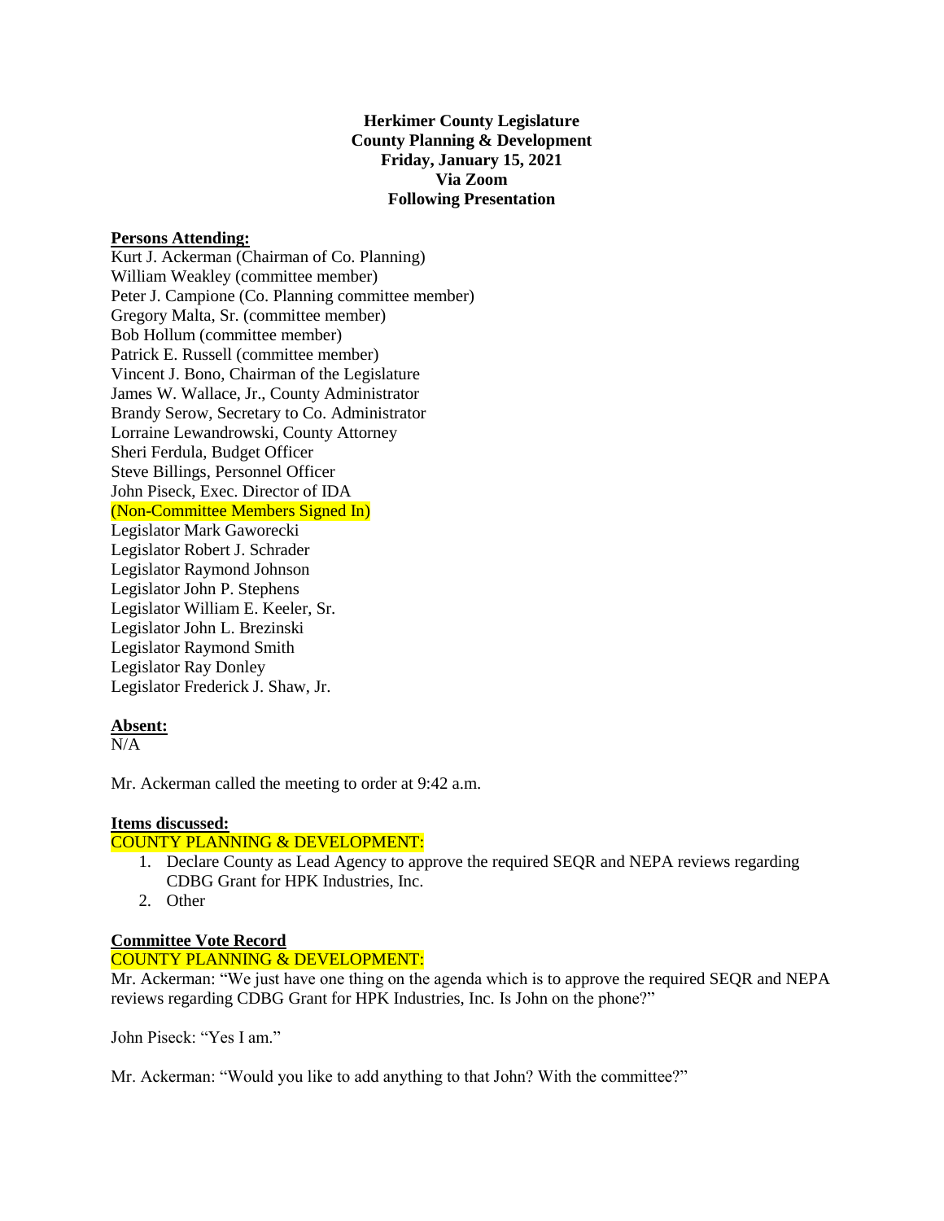**Herkimer County Legislature**
**County Planning & Development**
**Friday, January 15, 2021**
**Via Zoom**
**Following Presentation**

**Persons Attending:**

Kurt J. Ackerman (Chairman of Co. Planning)
William Weakley (committee member)
Peter J. Campione (Co. Planning committee member)
Gregory Malta, Sr. (committee member)
Bob Hollum (committee member)
Patrick E. Russell (committee member)
Vincent J. Bono, Chairman of the Legislature
James W. Wallace, Jr., County Administrator
Brandy Serow, Secretary to Co. Administrator
Lorraine Lewandrowski, County Attorney
Sheri Ferdula, Budget Officer
Steve Billings, Personnel Officer
John Piseck, Exec. Director of IDA
(Non-Committee Members Signed In)
Legislator Mark Gaworecki
Legislator Robert J. Schrader
Legislator Raymond Johnson
Legislator John P. Stephens
Legislator William E. Keeler, Sr.
Legislator John L. Brezinski
Legislator Raymond Smith
Legislator Ray Donley
Legislator Frederick J. Shaw, Jr.

**Absent:**

N/A

Mr. Ackerman called the meeting to order at 9:42 a.m.

**Items discussed:**

COUNTY PLANNING & DEVELOPMENT:

1. Declare County as Lead Agency to approve the required SEQR and NEPA reviews regarding CDBG Grant for HPK Industries, Inc.
2. Other

**Committee Vote Record**

COUNTY PLANNING & DEVELOPMENT:

Mr. Ackerman: "We just have one thing on the agenda which is to approve the required SEQR and NEPA reviews regarding CDBG Grant for HPK Industries, Inc. Is John on the phone?"

John Piseck: "Yes I am."

Mr. Ackerman: "Would you like to add anything to that John? With the committee?"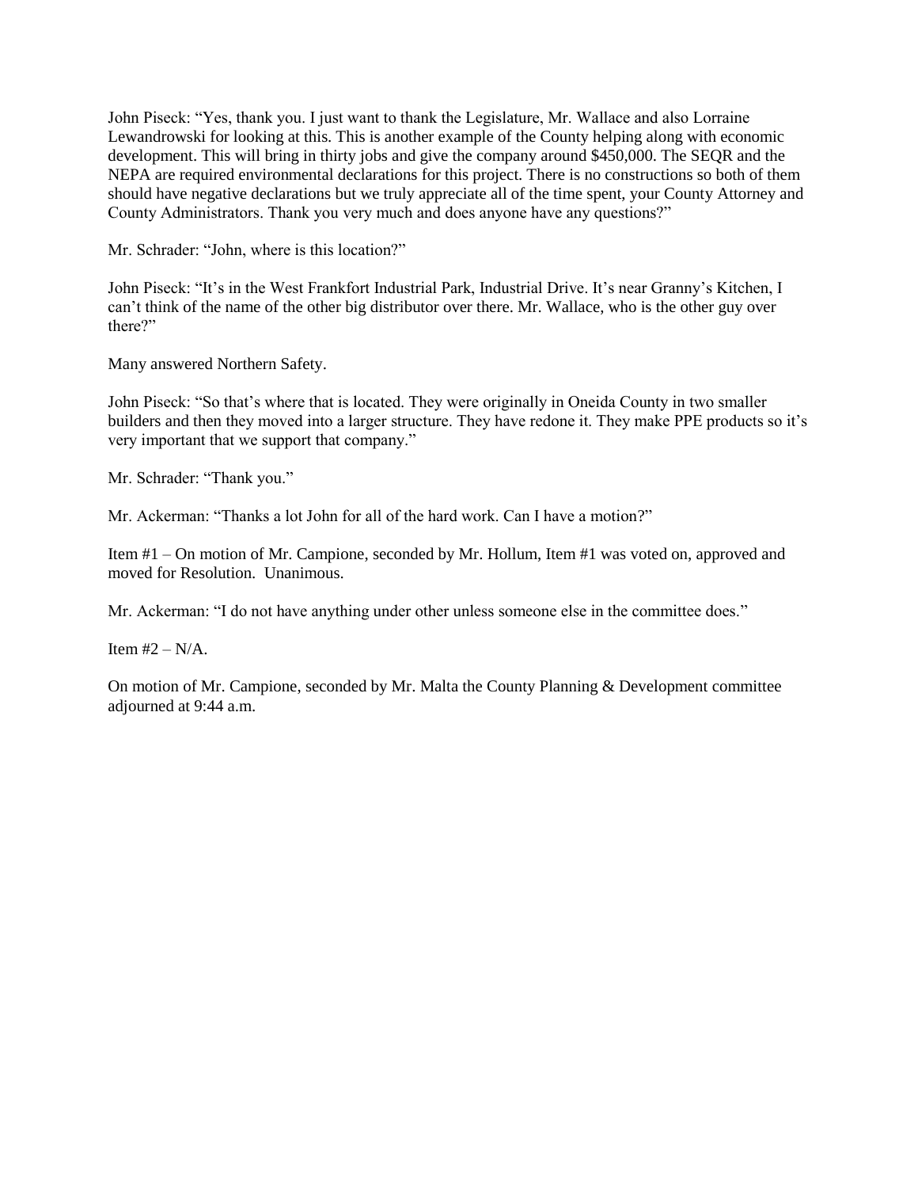John Piseck: “Yes, thank you. I just want to thank the Legislature, Mr. Wallace and also Lorraine Lewandrowski for looking at this. This is another example of the County helping along with economic development. This will bring in thirty jobs and give the company around $450,000. The SEQR and the NEPA are required environmental declarations for this project. There is no constructions so both of them should have negative declarations but we truly appreciate all of the time spent, your County Attorney and County Administrators. Thank you very much and does anyone have any questions?”

Mr. Schrader: “John, where is this location?”

John Piseck: “It’s in the West Frankfort Industrial Park, Industrial Drive. It’s near Granny’s Kitchen, I can’t think of the name of the other big distributor over there. Mr. Wallace, who is the other guy over there?”

Many answered Northern Safety.

John Piseck: “So that’s where that is located. They were originally in Oneida County in two smaller builders and then they moved into a larger structure. They have redone it. They make PPE products so it’s very important that we support that company.”

Mr. Schrader: “Thank you.”

Mr. Ackerman: “Thanks a lot John for all of the hard work. Can I have a motion?”

Item #1 – On motion of Mr. Campione, seconded by Mr. Hollum, Item #1 was voted on, approved and moved for Resolution. Unanimous.

Mr. Ackerman: “I do not have anything under other unless someone else in the committee does.”

Item #2 – N/A.

On motion of Mr. Campione, seconded by Mr. Malta the County Planning & Development committee adjourned at 9:44 a.m.